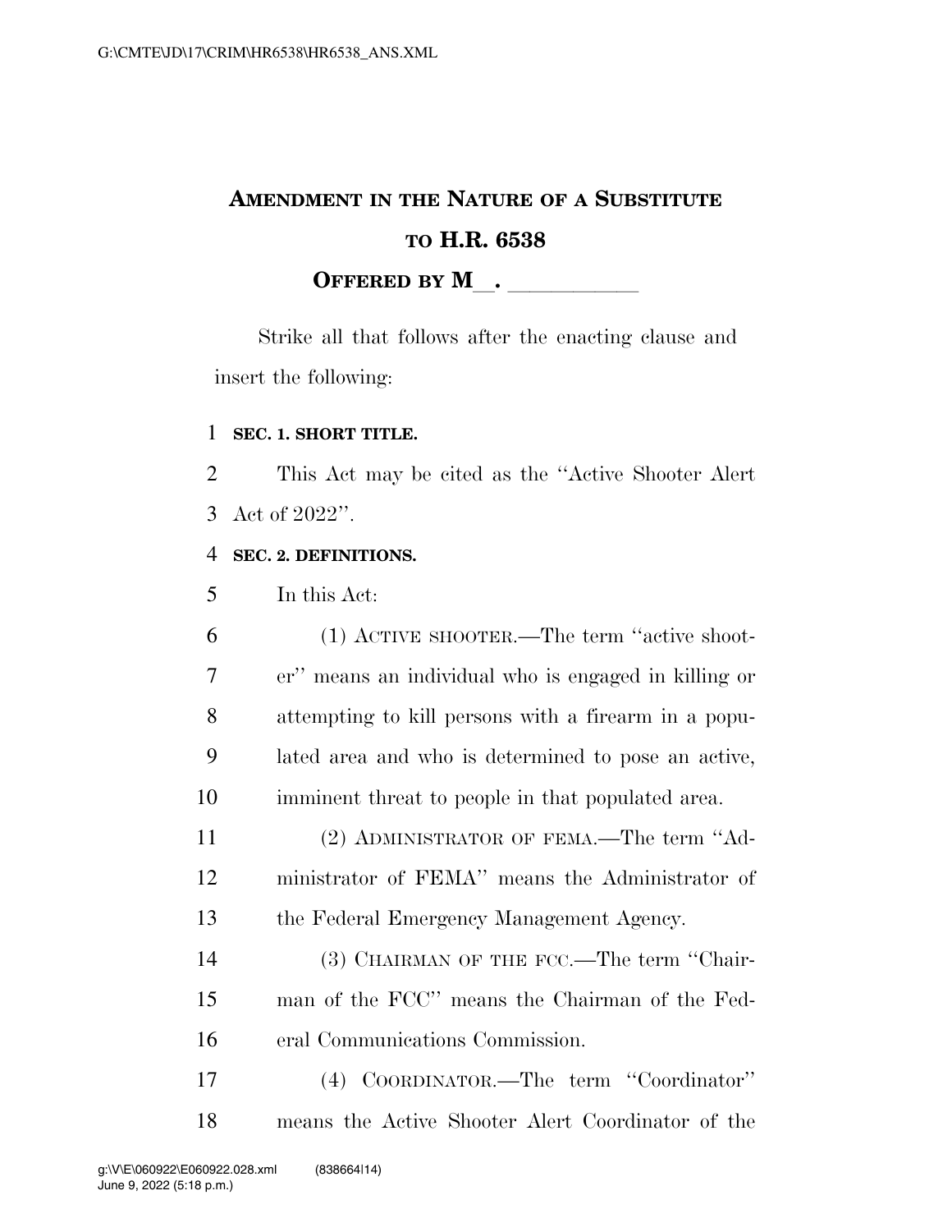# AMENDMENT IN THE NATURE OF A SUBSTITUTE TO H.R. 6538

**OFFERED BY M\_\_. \_\_\_\_\_\_\_\_\_\_\_\_**

Strike all that follows after the enacting clause and insert the following:

**SEC. 1. SHORT TITLE.**

This Act may be cited as the "Active Shooter Alert Act of 2022".

**SEC. 2. DEFINITIONS.**

In this Act:

(1) ACTIVE SHOOTER.—The term "active shooter" means an individual who is engaged in killing or attempting to kill persons with a firearm in a populated area and who is determined to pose an active, imminent threat to people in that populated area.

(2) ADMINISTRATOR OF FEMA.—The term "Administrator of FEMA" means the Administrator of the Federal Emergency Management Agency.

(3) CHAIRMAN OF THE FCC.—The term "Chairman of the FCC" means the Chairman of the Federal Communications Commission.

(4) COORDINATOR.—The term "Coordinator" means the Active Shooter Alert Coordinator of the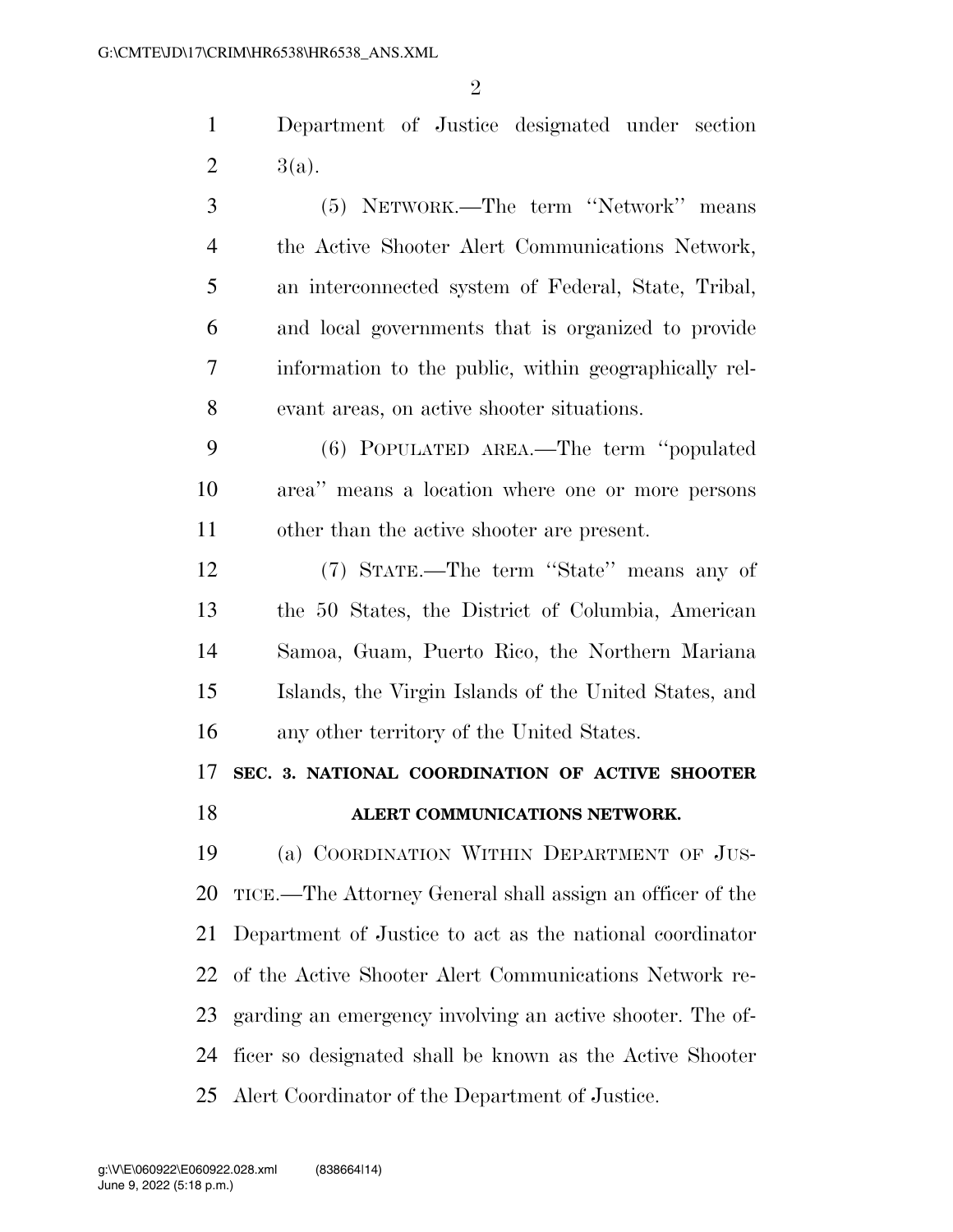Department of Justice designated under section 3(a).

(5) NETWORK.—The term ''Network'' means the Active Shooter Alert Communications Network, an interconnected system of Federal, State, Tribal, and local governments that is organized to provide information to the public, within geographically relevant areas, on active shooter situations.

(6) POPULATED AREA.—The term ''populated area'' means a location where one or more persons other than the active shooter are present.

(7) STATE.—The term ''State'' means any of the 50 States, the District of Columbia, American Samoa, Guam, Puerto Rico, the Northern Mariana Islands, the Virgin Islands of the United States, and any other territory of the United States.

## SEC. 3. NATIONAL COORDINATION OF ACTIVE SHOOTER ALERT COMMUNICATIONS NETWORK.

(a) COORDINATION WITHIN DEPARTMENT OF JUSTICE.—The Attorney General shall assign an officer of the Department of Justice to act as the national coordinator of the Active Shooter Alert Communications Network regarding an emergency involving an active shooter. The officer so designated shall be known as the Active Shooter Alert Coordinator of the Department of Justice.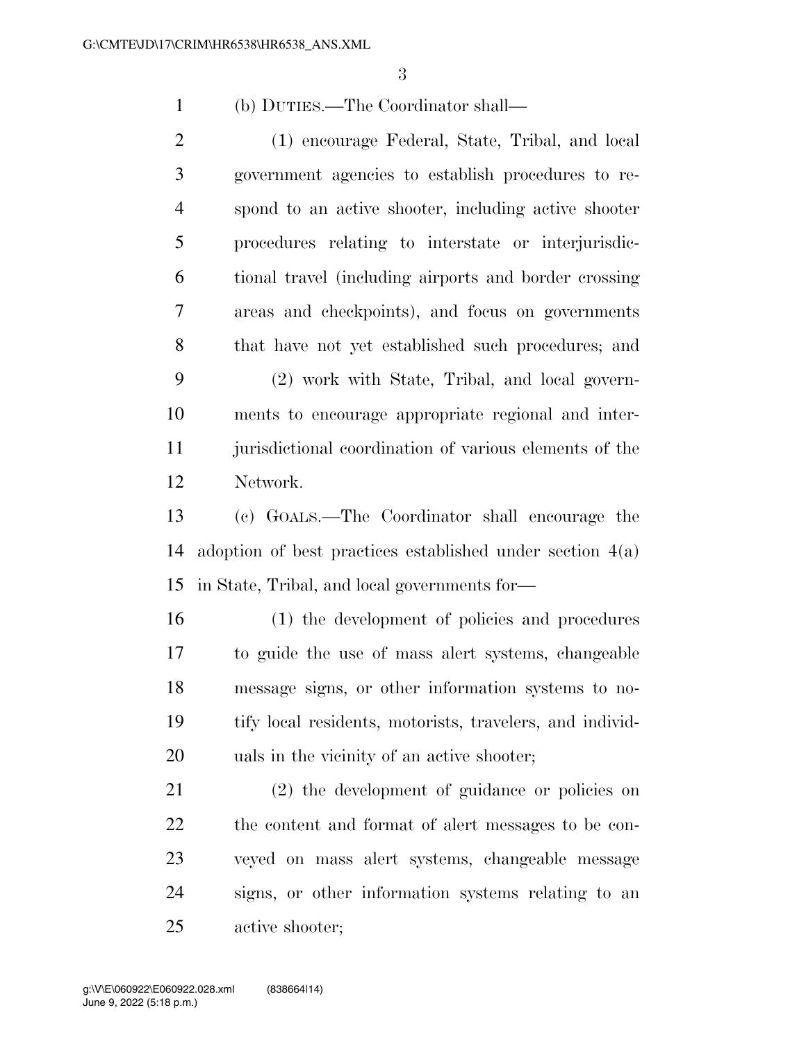(b) DUTIES.—The Coordinator shall—

(1) encourage Federal, State, Tribal, and local government agencies to establish procedures to respond to an active shooter, including active shooter procedures relating to interstate or interjurisdictional travel (including airports and border crossing areas and checkpoints), and focus on governments that have not yet established such procedures; and

(2) work with State, Tribal, and local governments to encourage appropriate regional and interjurisdictional coordination of various elements of the Network.

(c) GOALS.—The Coordinator shall encourage the adoption of best practices established under section 4(a) in State, Tribal, and local governments for—

(1) the development of policies and procedures to guide the use of mass alert systems, changeable message signs, or other information systems to notify local residents, motorists, travelers, and individuals in the vicinity of an active shooter;

(2) the development of guidance or policies on the content and format of alert messages to be conveyed on mass alert systems, changeable message signs, or other information systems relating to an active shooter;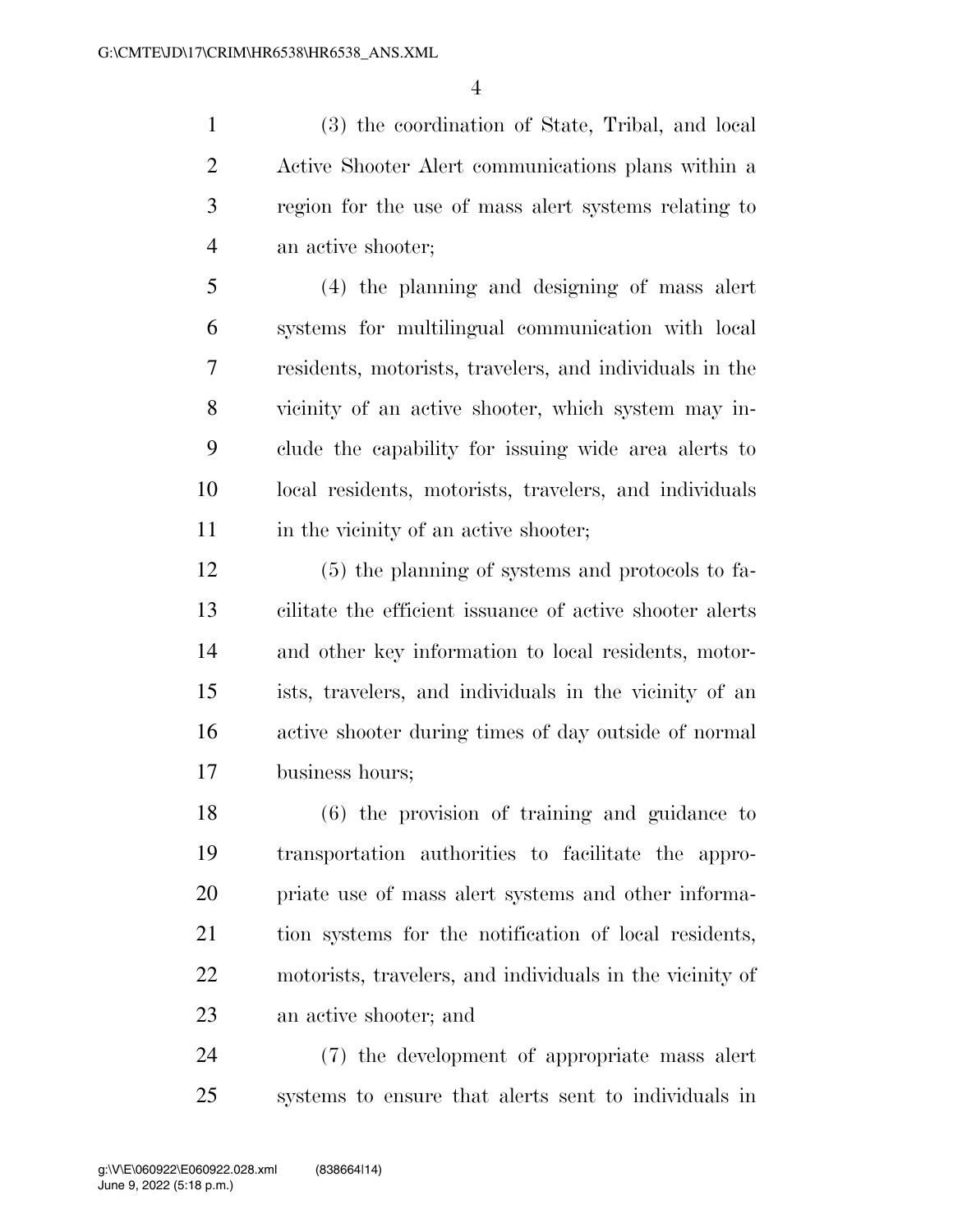(3) the coordination of State, Tribal, and local Active Shooter Alert communications plans within a region for the use of mass alert systems relating to an active shooter;

(4) the planning and designing of mass alert systems for multilingual communication with local residents, motorists, travelers, and individuals in the vicinity of an active shooter, which system may include the capability for issuing wide area alerts to local residents, motorists, travelers, and individuals in the vicinity of an active shooter;

(5) the planning of systems and protocols to facilitate the efficient issuance of active shooter alerts and other key information to local residents, motorists, travelers, and individuals in the vicinity of an active shooter during times of day outside of normal business hours;

(6) the provision of training and guidance to transportation authorities to facilitate the appropriate use of mass alert systems and other information systems for the notification of local residents, motorists, travelers, and individuals in the vicinity of an active shooter; and

(7) the development of appropriate mass alert systems to ensure that alerts sent to individuals in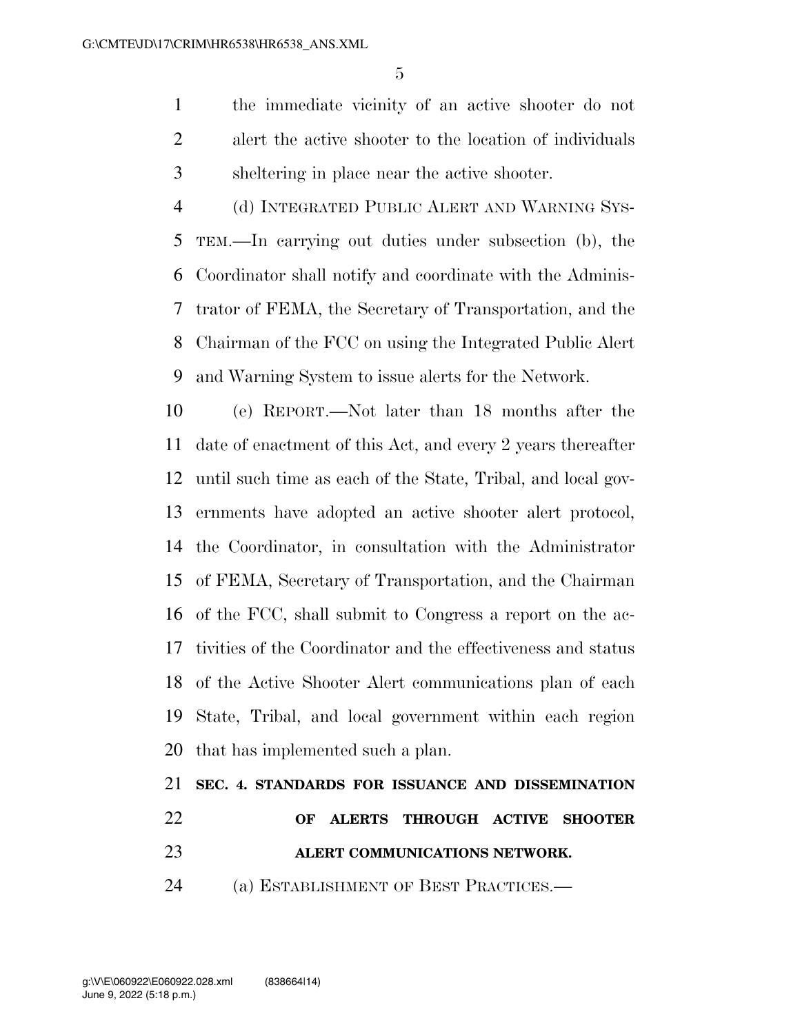the immediate vicinity of an active shooter do not alert the active shooter to the location of individuals sheltering in place near the active shooter.

(d) INTEGRATED PUBLIC ALERT AND WARNING SYSTEM.—In carrying out duties under subsection (b), the Coordinator shall notify and coordinate with the Administrator of FEMA, the Secretary of Transportation, and the Chairman of the FCC on using the Integrated Public Alert and Warning System to issue alerts for the Network.

(e) REPORT.—Not later than 18 months after the date of enactment of this Act, and every 2 years thereafter until such time as each of the State, Tribal, and local governments have adopted an active shooter alert protocol, the Coordinator, in consultation with the Administrator of FEMA, Secretary of Transportation, and the Chairman of the FCC, shall submit to Congress a report on the activities of the Coordinator and the effectiveness and status of the Active Shooter Alert communications plan of each State, Tribal, and local government within each region that has implemented such a plan.

## SEC. 4. STANDARDS FOR ISSUANCE AND DISSEMINATION OF ALERTS THROUGH ACTIVE SHOOTER ALERT COMMUNICATIONS NETWORK.

(a) ESTABLISHMENT OF BEST PRACTICES.—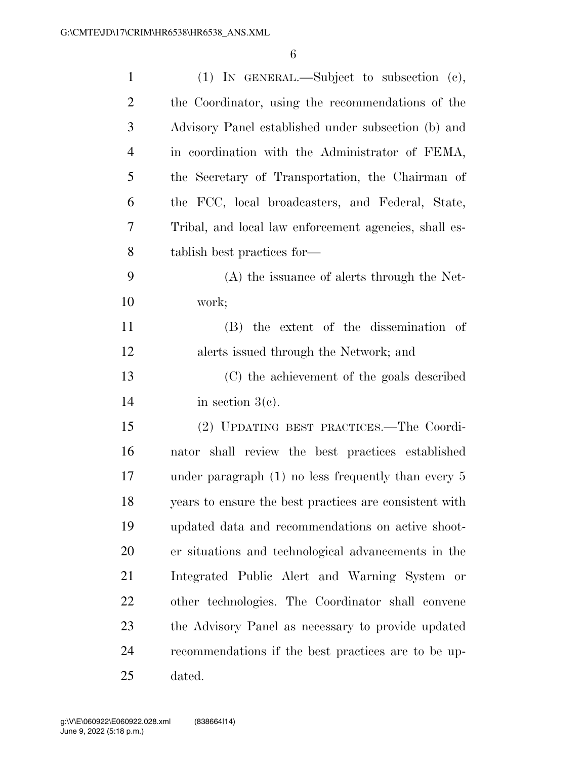(1) IN GENERAL.—Subject to subsection (c), the Coordinator, using the recommendations of the Advisory Panel established under subsection (b) and in coordination with the Administrator of FEMA, the Secretary of Transportation, the Chairman of the FCC, local broadcasters, and Federal, State, Tribal, and local law enforcement agencies, shall establish best practices for—

(A) the issuance of alerts through the Network;

(B) the extent of the dissemination of alerts issued through the Network; and

(C) the achievement of the goals described in section 3(c).

(2) UPDATING BEST PRACTICES.—The Coordinator shall review the best practices established under paragraph (1) no less frequently than every 5 years to ensure the best practices are consistent with updated data and recommendations on active shooter situations and technological advancements in the Integrated Public Alert and Warning System or other technologies. The Coordinator shall convene the Advisory Panel as necessary to provide updated recommendations if the best practices are to be updated.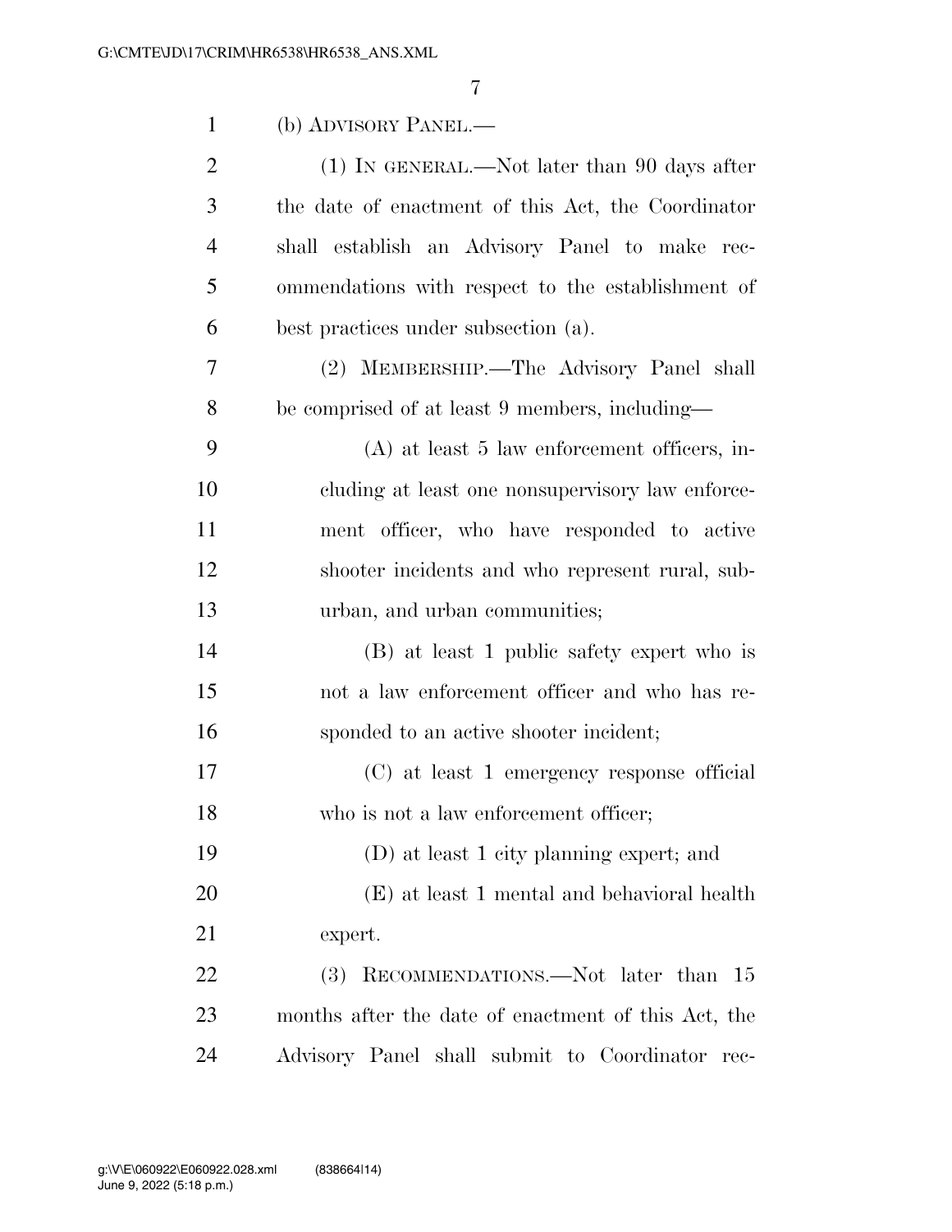(b) ADVISORY PANEL.—

(1) IN GENERAL.—Not later than 90 days after the date of enactment of this Act, the Coordinator shall establish an Advisory Panel to make recommendations with respect to the establishment of best practices under subsection (a).

(2) MEMBERSHIP.—The Advisory Panel shall be comprised of at least 9 members, including—

(A) at least 5 law enforcement officers, including at least one nonsupervisory law enforcement officer, who have responded to active shooter incidents and who represent rural, suburban, and urban communities;

(B) at least 1 public safety expert who is not a law enforcement officer and who has responded to an active shooter incident;

(C) at least 1 emergency response official who is not a law enforcement officer;

(D) at least 1 city planning expert; and

(E) at least 1 mental and behavioral health expert.

(3) RECOMMENDATIONS.—Not later than 15 months after the date of enactment of this Act, the Advisory Panel shall submit to Coordinator rec-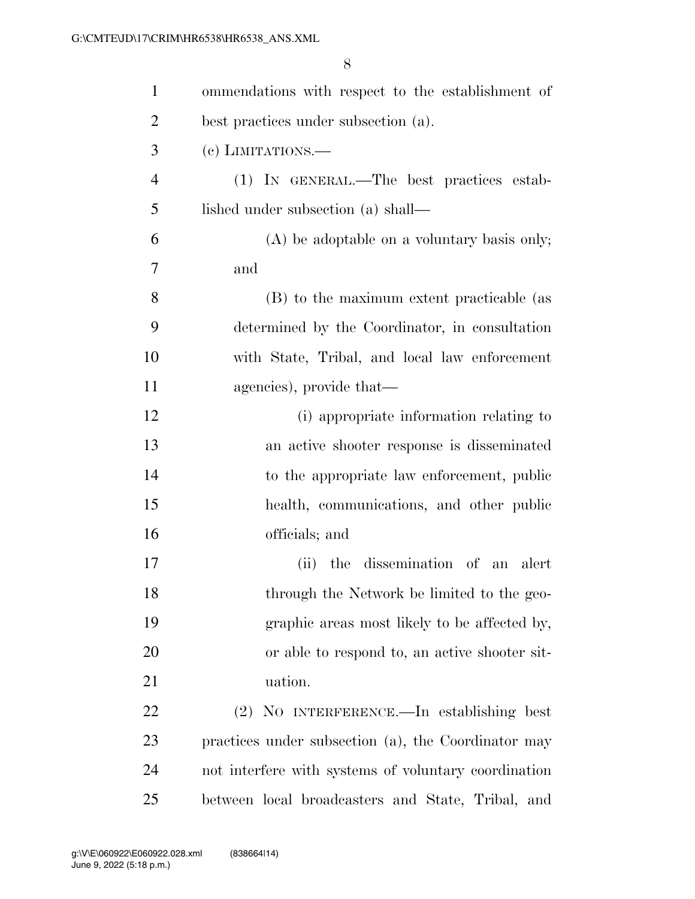ommendations with respect to the establishment of best practices under subsection (a).

(c) LIMITATIONS.—

(1) IN GENERAL.—The best practices established under subsection (a) shall—

(A) be adoptable on a voluntary basis only; and

(B) to the maximum extent practicable (as determined by the Coordinator, in consultation with State, Tribal, and local law enforcement agencies), provide that—

(i) appropriate information relating to an active shooter response is disseminated to the appropriate law enforcement, public health, communications, and other public officials; and

(ii) the dissemination of an alert through the Network be limited to the geographic areas most likely to be affected by, or able to respond to, an active shooter situation.

(2) NO INTERFERENCE.—In establishing best practices under subsection (a), the Coordinator may not interfere with systems of voluntary coordination between local broadcasters and State, Tribal, and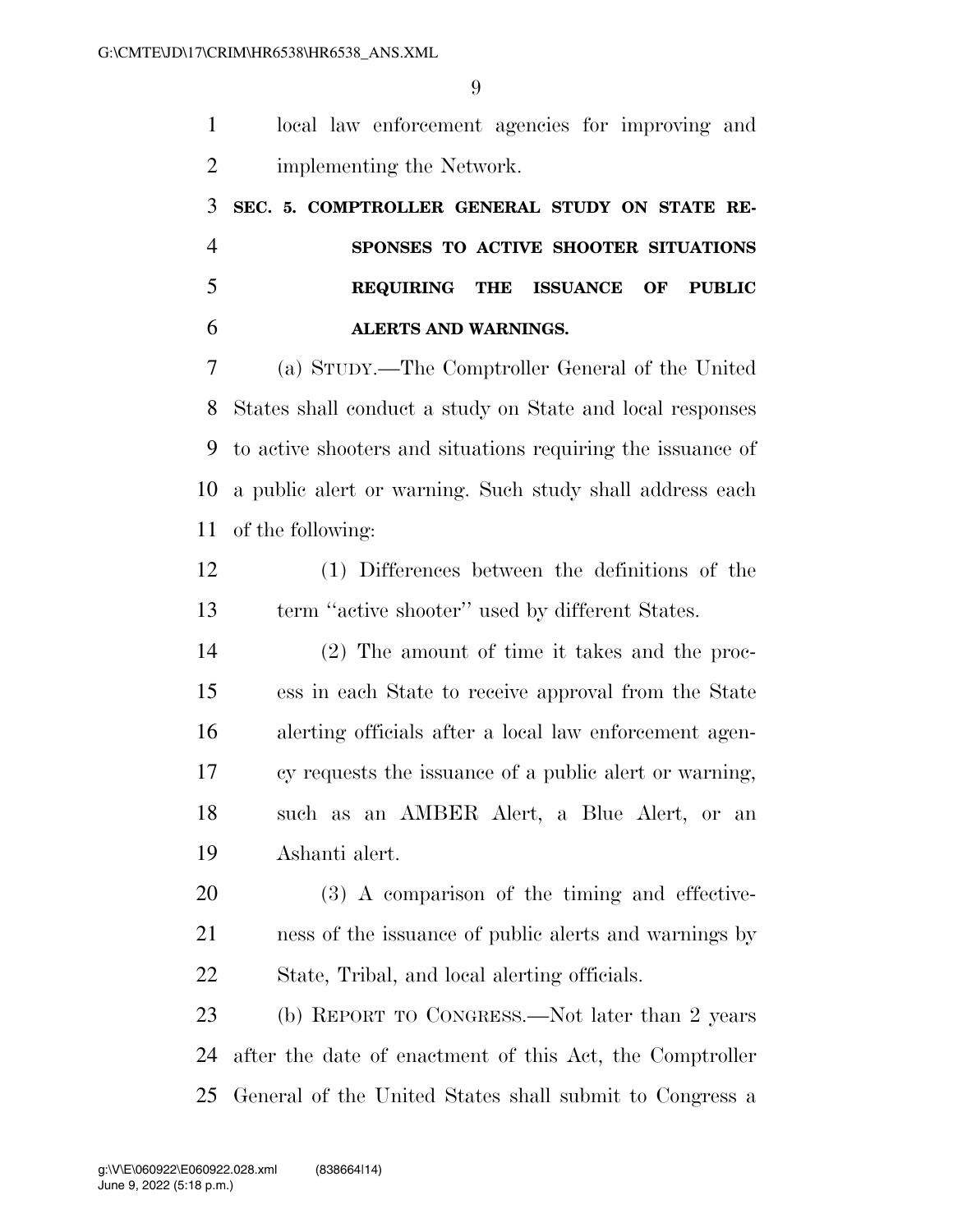local law enforcement agencies for improving and implementing the Network.

### SEC. 5. COMPTROLLER GENERAL STUDY ON STATE RESPONSES TO ACTIVE SHOOTER SITUATIONS REQUIRING THE ISSUANCE OF PUBLIC ALERTS AND WARNINGS.

(a) STUDY.—The Comptroller General of the United States shall conduct a study on State and local responses to active shooters and situations requiring the issuance of a public alert or warning. Such study shall address each of the following:

(1) Differences between the definitions of the term ''active shooter'' used by different States.

(2) The amount of time it takes and the process in each State to receive approval from the State alerting officials after a local law enforcement agency requests the issuance of a public alert or warning, such as an AMBER Alert, a Blue Alert, or an Ashanti alert.

(3) A comparison of the timing and effectiveness of the issuance of public alerts and warnings by State, Tribal, and local alerting officials.

(b) REPORT TO CONGRESS.—Not later than 2 years after the date of enactment of this Act, the Comptroller General of the United States shall submit to Congress a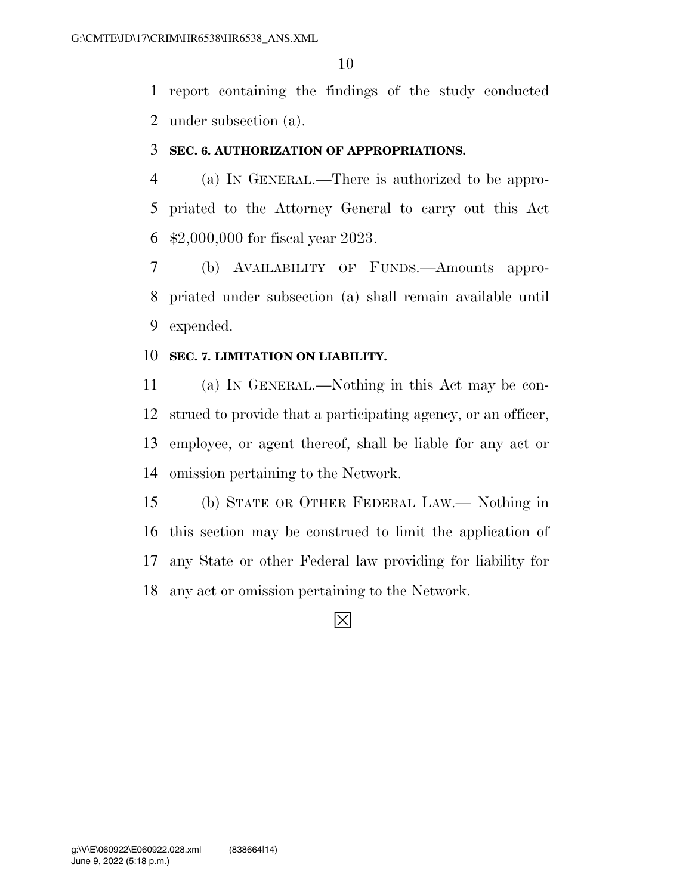report containing the findings of the study conducted under subsection (a).

### SEC. 6. AUTHORIZATION OF APPROPRIATIONS.

(a) IN GENERAL.—There is authorized to be appropriated to the Attorney General to carry out this Act $2,000,000 for fiscal year 2023.

(b) AVAILABILITY OF FUNDS.—Amounts appropriated under subsection (a) shall remain available until expended.

### SEC. 7. LIMITATION ON LIABILITY.

(a) IN GENERAL.—Nothing in this Act may be construed to provide that a participating agency, or an officer, employee, or agent thereof, shall be liable for any act or omission pertaining to the Network.

(b) STATE OR OTHER FEDERAL LAW.— Nothing in this section may be construed to limit the application of any State or other Federal law providing for liability for any act or omission pertaining to the Network.